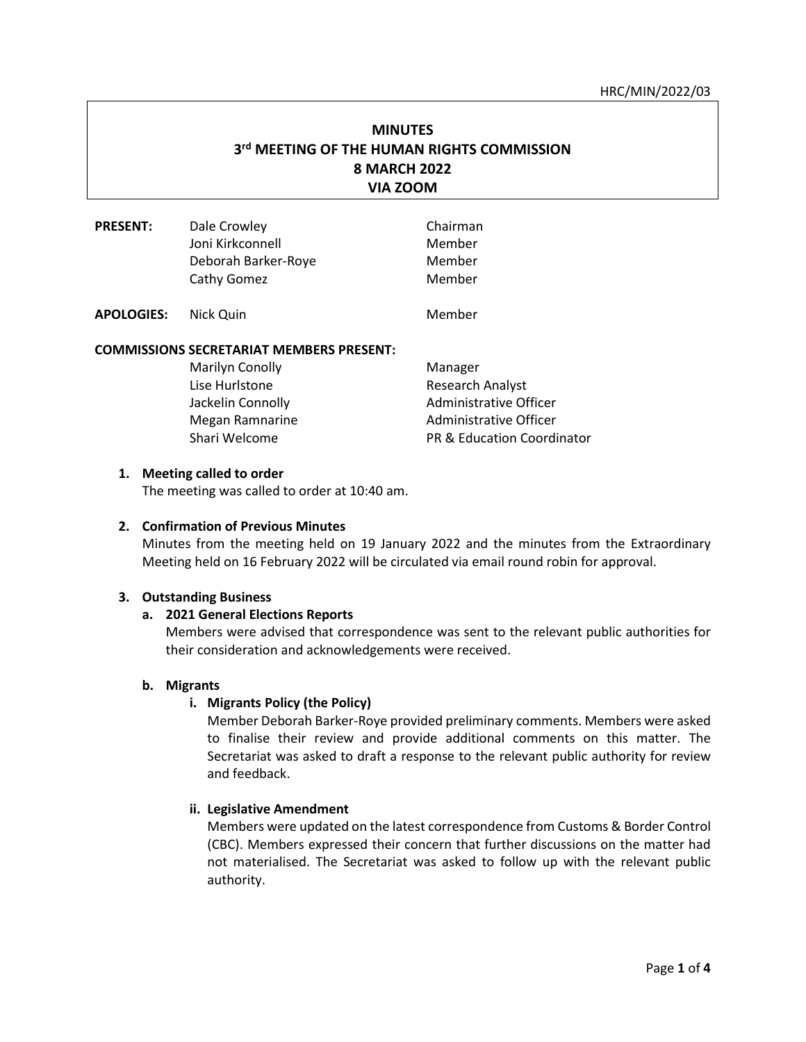HRC/MIN/2022/03

# MINUTES
# 3rd MEETING OF THE HUMAN RIGHTS COMMISSION
# 8 MARCH 2022
# VIA ZOOM

| **PRESENT:** | Dale Crowley | Chairman |
|---|---|---|
| | Joni Kirkconnell | Member |
| | Deborah Barker-Roye | Member |
| | Cathy Gomez | Member |
| **APOLOGIES:** | Nick Quin | Member |

**COMMISSIONS SECRETARIAT MEMBERS PRESENT:**

| Name | Role |
|---|---|
| Marilyn Conolly | Manager |
| Lise Hurlstone | Research Analyst |
| Jackelin Connolly | Administrative Officer |
| Megan Ramnarine | Administrative Officer |
| Shari Welcome | PR & Education Coordinator |

**1. Meeting called to order**

The meeting was called to order at 10:40 am.

**2. Confirmation of Previous Minutes**

Minutes from the meeting held on 19 January 2022 and the minutes from the Extraordinary Meeting held on 16 February 2022 will be circulated via email round robin for approval.

**3. Outstanding Business**

**a. 2021 General Elections Reports**

Members were advised that correspondence was sent to the relevant public authorities for their consideration and acknowledgements were received.

**b. Migrants**

**i. Migrants Policy (the Policy)**

Member Deborah Barker-Roye provided preliminary comments. Members were asked to finalise their review and provide additional comments on this matter. The Secretariat was asked to draft a response to the relevant public authority for review and feedback.

**ii. Legislative Amendment**

Members were updated on the latest correspondence from Customs & Border Control (CBC). Members expressed their concern that further discussions on the matter had not materialised. The Secretariat was asked to follow up with the relevant public authority.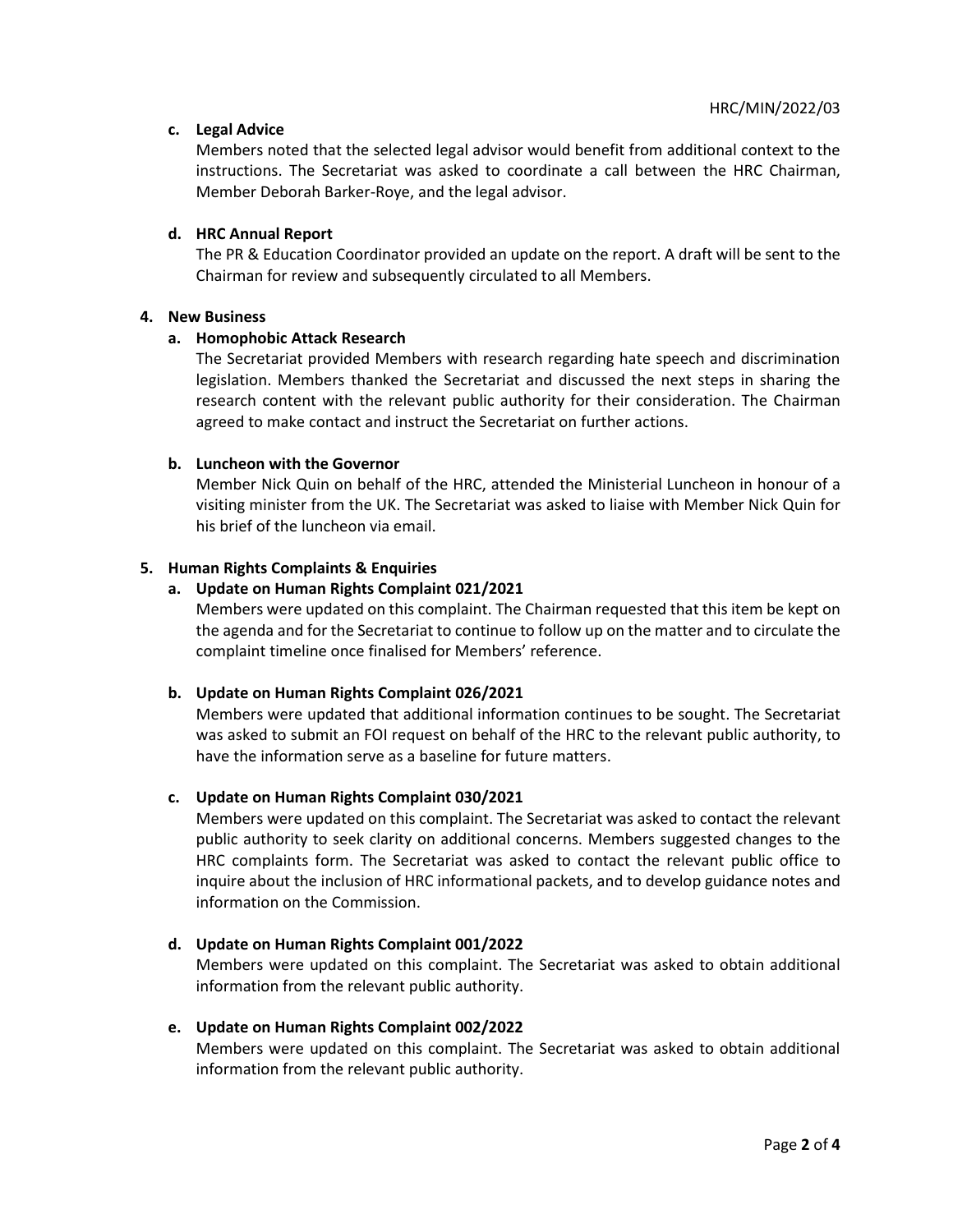**c. Legal Advice**

Members noted that the selected legal advisor would benefit from additional context to the instructions. The Secretariat was asked to coordinate a call between the HRC Chairman, Member Deborah Barker-Roye, and the legal advisor.

**d. HRC Annual Report**

The PR & Education Coordinator provided an update on the report. A draft will be sent to the Chairman for review and subsequently circulated to all Members.

**4. New Business**

**a. Homophobic Attack Research**

The Secretariat provided Members with research regarding hate speech and discrimination legislation. Members thanked the Secretariat and discussed the next steps in sharing the research content with the relevant public authority for their consideration. The Chairman agreed to make contact and instruct the Secretariat on further actions.

**b. Luncheon with the Governor**

Member Nick Quin on behalf of the HRC, attended the Ministerial Luncheon in honour of a visiting minister from the UK. The Secretariat was asked to liaise with Member Nick Quin for his brief of the luncheon via email.

**5. Human Rights Complaints & Enquiries**

**a. Update on Human Rights Complaint 021/2021**

Members were updated on this complaint. The Chairman requested that this item be kept on the agenda and for the Secretariat to continue to follow up on the matter and to circulate the complaint timeline once finalised for Members' reference.

**b. Update on Human Rights Complaint 026/2021**

Members were updated that additional information continues to be sought. The Secretariat was asked to submit an FOI request on behalf of the HRC to the relevant public authority, to have the information serve as a baseline for future matters.

**c. Update on Human Rights Complaint 030/2021**

Members were updated on this complaint. The Secretariat was asked to contact the relevant public authority to seek clarity on additional concerns. Members suggested changes to the HRC complaints form. The Secretariat was asked to contact the relevant public office to inquire about the inclusion of HRC informational packets, and to develop guidance notes and information on the Commission.

**d. Update on Human Rights Complaint 001/2022**

Members were updated on this complaint. The Secretariat was asked to obtain additional information from the relevant public authority.

**e. Update on Human Rights Complaint 002/2022**

Members were updated on this complaint. The Secretariat was asked to obtain additional information from the relevant public authority.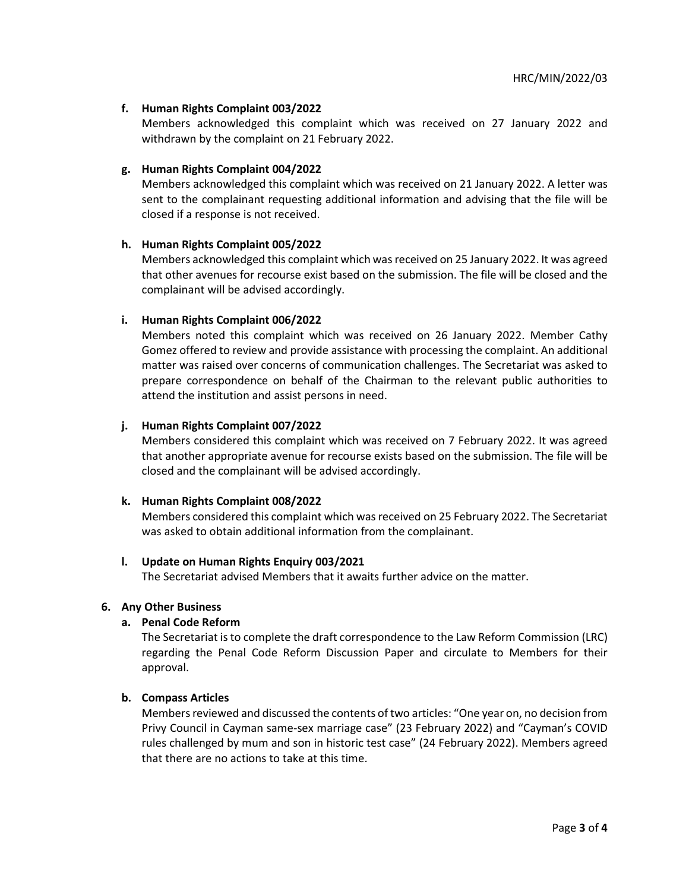**f. Human Rights Complaint 003/2022**

Members acknowledged this complaint which was received on 27 January 2022 and withdrawn by the complaint on 21 February 2022.

**g. Human Rights Complaint 004/2022**

Members acknowledged this complaint which was received on 21 January 2022. A letter was sent to the complainant requesting additional information and advising that the file will be closed if a response is not received.

**h. Human Rights Complaint 005/2022**

Members acknowledged this complaint which was received on 25 January 2022. It was agreed that other avenues for recourse exist based on the submission. The file will be closed and the complainant will be advised accordingly.

**i. Human Rights Complaint 006/2022**

Members noted this complaint which was received on 26 January 2022. Member Cathy Gomez offered to review and provide assistance with processing the complaint. An additional matter was raised over concerns of communication challenges. The Secretariat was asked to prepare correspondence on behalf of the Chairman to the relevant public authorities to attend the institution and assist persons in need.

**j. Human Rights Complaint 007/2022**

Members considered this complaint which was received on 7 February 2022. It was agreed that another appropriate avenue for recourse exists based on the submission. The file will be closed and the complainant will be advised accordingly.

**k. Human Rights Complaint 008/2022**

Members considered this complaint which was received on 25 February 2022. The Secretariat was asked to obtain additional information from the complainant.

**l. Update on Human Rights Enquiry 003/2021**

The Secretariat advised Members that it awaits further advice on the matter.

**6. Any Other Business**

**a. Penal Code Reform**

The Secretariat is to complete the draft correspondence to the Law Reform Commission (LRC) regarding the Penal Code Reform Discussion Paper and circulate to Members for their approval.

**b. Compass Articles**

Members reviewed and discussed the contents of two articles: "One year on, no decision from Privy Council in Cayman same-sex marriage case" (23 February 2022) and "Cayman's COVID rules challenged by mum and son in historic test case" (24 February 2022). Members agreed that there are no actions to take at this time.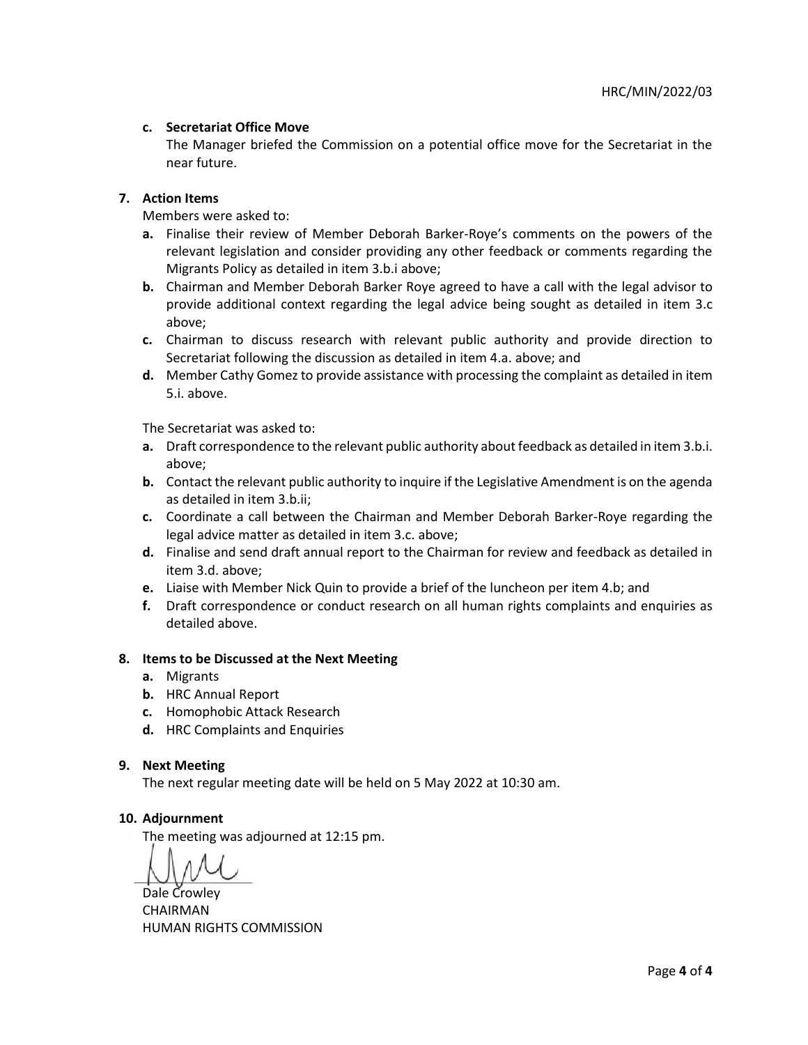**c. Secretariat Office Move**

The Manager briefed the Commission on a potential office move for the Secretariat in the near future.

**7. Action Items**

Members were asked to:

**a.** Finalise their review of Member Deborah Barker-Roye's comments on the powers of the relevant legislation and consider providing any other feedback or comments regarding the Migrants Policy as detailed in item 3.b.i above;

**b.** Chairman and Member Deborah Barker Roye agreed to have a call with the legal advisor to provide additional context regarding the legal advice being sought as detailed in item 3.c above;

**c.** Chairman to discuss research with relevant public authority and provide direction to Secretariat following the discussion as detailed in item 4.a. above; and

**d.** Member Cathy Gomez to provide assistance with processing the complaint as detailed in item 5.i. above.

The Secretariat was asked to:

**a.** Draft correspondence to the relevant public authority about feedback as detailed in item 3.b.i. above;

**b.** Contact the relevant public authority to inquire if the Legislative Amendment is on the agenda as detailed in item 3.b.ii;

**c.** Coordinate a call between the Chairman and Member Deborah Barker-Roye regarding the legal advice matter as detailed in item 3.c. above;

**d.** Finalise and send draft annual report to the Chairman for review and feedback as detailed in item 3.d. above;

**e.** Liaise with Member Nick Quin to provide a brief of the luncheon per item 4.b; and

**f.** Draft correspondence or conduct research on all human rights complaints and enquiries as detailed above.

**8. Items to be Discussed at the Next Meeting**

**a.** Migrants

**b.** HRC Annual Report

**c.** Homophobic Attack Research

**d.** HRC Complaints and Enquiries

**9. Next Meeting**

The next regular meeting date will be held on 5 May 2022 at 10:30 am.

**10. Adjournment**

The meeting was adjourned at 12:15 pm.

Dale Crowley
CHAIRMAN
HUMAN RIGHTS COMMISSION